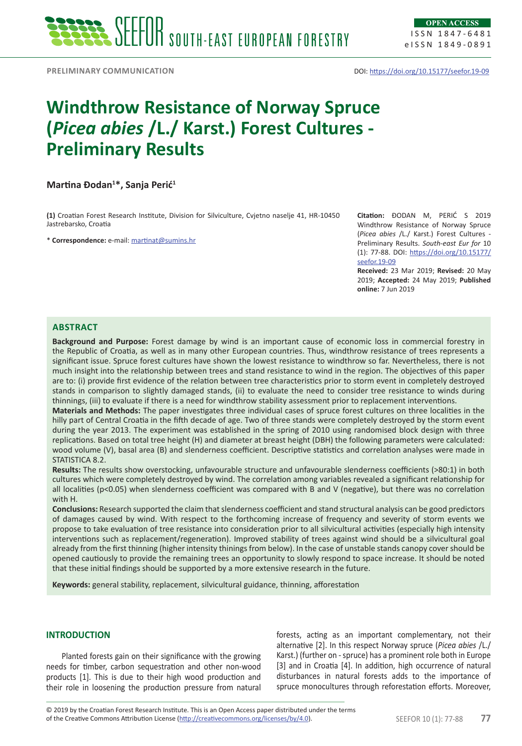PRELIMINARY COMMUNICATION

DOI: https://doi.org/10.15177/seefor.19-09

# Windthrow Resistance of Norway Spruce (*Picea abies* /L./ Karst.) Forest Cultures - Preliminary Results

**Martina Đodan[1]*, Sanja Perić[1]**

**(1)** Croatian Forest Research Institute, Division for Silviculture, Cvjetno naselje 41, HR-10450 Jastrebarsko, Croatia

* **Correspondence:** e-mail: martinat@sumins.hr

**Citation:** ĐODAN M, PERIĆ S 2019 Windthrow Resistance of Norway Spruce (*Picea abies* /L./ Karst.) Forest Cultures - Preliminary Results. *South-east Eur for* 10 (1): 77-88. DOI: https://doi.org/10.15177/seefor.19-09

**Received:** 23 Mar 2019; **Revised:** 20 May 2019; **Accepted:** 24 May 2019; **Published online:** 7 Jun 2019

## ABSTRACT

**Background and Purpose:** Forest damage by wind is an important cause of economic loss in commercial forestry in the Republic of Croatia, as well as in many other European countries. Thus, windthrow resistance of trees represents a significant issue. Spruce forest cultures have shown the lowest resistance to windthrow so far. Nevertheless, there is not much insight into the relationship between trees and stand resistance to wind in the region. The objectives of this paper are to: (i) provide first evidence of the relation between tree characteristics prior to storm event in completely destroyed stands in comparison to slightly damaged stands, (ii) to evaluate the need to consider tree resistance to winds during thinnings, (iii) to evaluate if there is a need for windthrow stability assessment prior to replacement interventions.

**Materials and Methods:** The paper investigates three individual cases of spruce forest cultures on three localities in the hilly part of Central Croatia in the fifth decade of age. Two of three stands were completely destroyed by the storm event during the year 2013. The experiment was established in the spring of 2010 using randomised block design with three replications. Based on total tree height (H) and diameter at breast height (DBH) the following parameters were calculated: wood volume (V), basal area (B) and slenderness coefficient. Descriptive statistics and correlation analyses were made in STATISTICA 8.2.

**Results:** The results show overstocking, unfavourable structure and unfavourable slenderness coefficients (>80:1) in both cultures which were completely destroyed by wind. The correlation among variables revealed a significant relationship for all localities ($p<0.05$) when slenderness coefficient was compared with B and V (negative), but there was no correlation with H.

**Conclusions:** Research supported the claim that slenderness coefficient and stand structural analysis can be good predictors of damages caused by wind. With respect to the forthcoming increase of frequency and severity of storm events we propose to take evaluation of tree resistance into consideration prior to all silvicultural activities (especially high intensity interventions such as replacement/regeneration). Improved stability of trees against wind should be a silvicultural goal already from the first thinning (higher intensity thinings from below). In the case of unstable stands canopy cover should be opened cautiously to provide the remaining trees an opportunity to slowly respond to space increase. It should be noted that these initial findings should be supported by a more extensive research in the future.

**Keywords:** general stability, replacement, silvicultural guidance, thinning, afforestation

## INTRODUCTION

Planted forests gain on their significance with the growing needs for timber, carbon sequestration and other non-wood products [1]. This is due to their high wood production and their role in loosening the production pressure from natural forests, acting as an important complementary, not their alternative [2]. In this respect Norway spruce (*Picea abies* /L./ Karst.) (further on - spruce) has a prominent role both in Europe [3] and in Croatia [4]. In addition, high occurrence of natural disturbances in natural forests adds to the importance of spruce monocultures through reforestation efforts. Moreover,

© 2019 by the Croatian Forest Research Institute. This is an Open Access paper distributed under the terms of the Creative Commons Attribution License (http://creativecommons.org/licenses/by/4.0).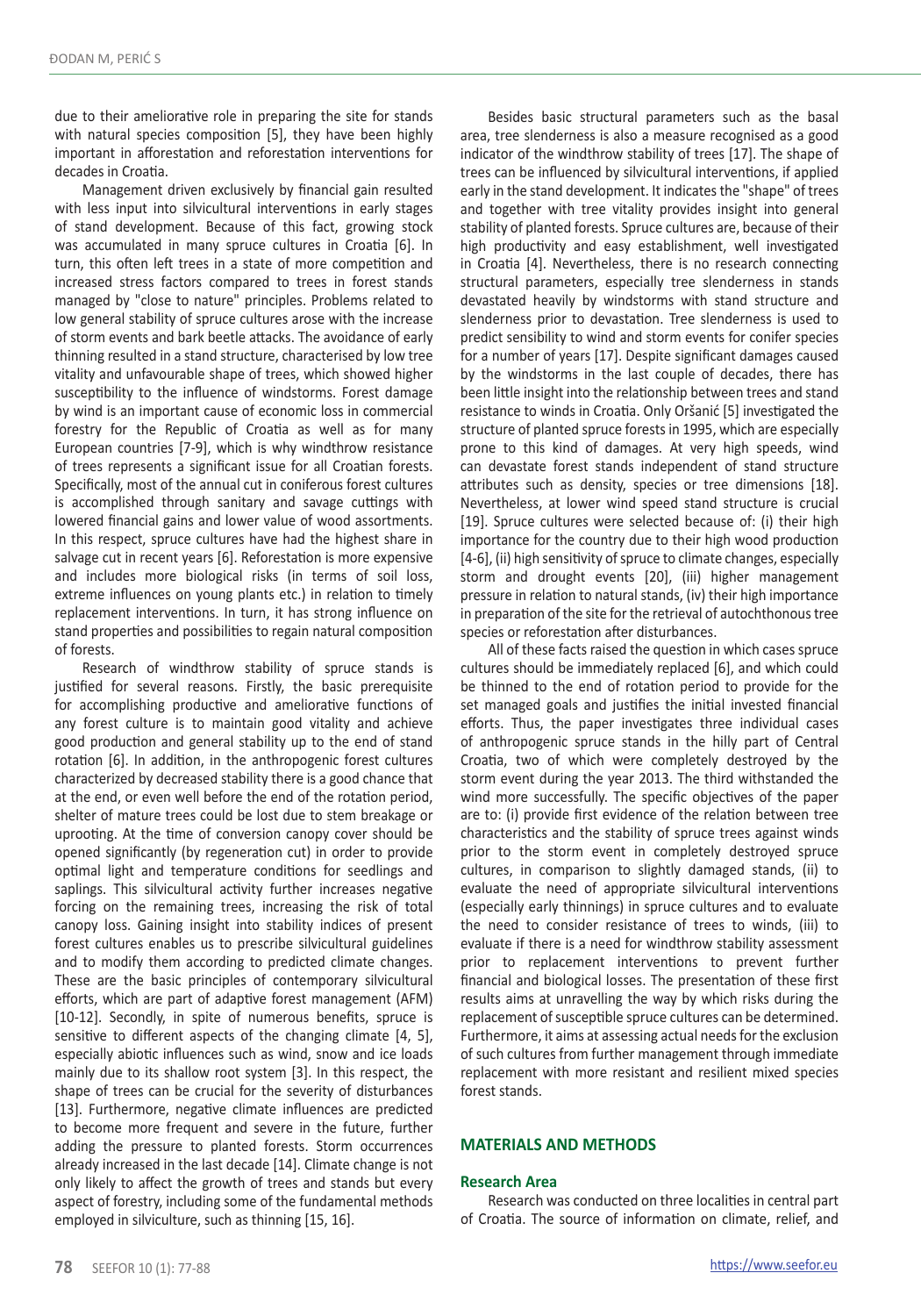due to their ameliorative role in preparing the site for stands with natural species composition [5], they have been highly important in afforestation and reforestation interventions for decades in Croatia.

Management driven exclusively by financial gain resulted with less input into silvicultural interventions in early stages of stand development. Because of this fact, growing stock was accumulated in many spruce cultures in Croatia [6]. In turn, this often left trees in a state of more competition and increased stress factors compared to trees in forest stands managed by "close to nature" principles. Problems related to low general stability of spruce cultures arose with the increase of storm events and bark beetle attacks. The avoidance of early thinning resulted in a stand structure, characterised by low tree vitality and unfavourable shape of trees, which showed higher susceptibility to the influence of windstorms. Forest damage by wind is an important cause of economic loss in commercial forestry for the Republic of Croatia as well as for many European countries [7-9], which is why windthrow resistance of trees represents a significant issue for all Croatian forests. Specifically, most of the annual cut in coniferous forest cultures is accomplished through sanitary and savage cuttings with lowered financial gains and lower value of wood assortments. In this respect, spruce cultures have had the highest share in salvage cut in recent years [6]. Reforestation is more expensive and includes more biological risks (in terms of soil loss, extreme influences on young plants etc.) in relation to timely replacement interventions. In turn, it has strong influence on stand properties and possibilities to regain natural composition of forests.

Research of windthrow stability of spruce stands is justified for several reasons. Firstly, the basic prerequisite for accomplishing productive and ameliorative functions of any forest culture is to maintain good vitality and achieve good production and general stability up to the end of stand rotation [6]. In addition, in the anthropogenic forest cultures characterized by decreased stability there is a good chance that at the end, or even well before the end of the rotation period, shelter of mature trees could be lost due to stem breakage or uprooting. At the time of conversion canopy cover should be opened significantly (by regeneration cut) in order to provide optimal light and temperature conditions for seedlings and saplings. This silvicultural activity further increases negative forcing on the remaining trees, increasing the risk of total canopy loss. Gaining insight into stability indices of present forest cultures enables us to prescribe silvicultural guidelines and to modify them according to predicted climate changes. These are the basic principles of contemporary silvicultural efforts, which are part of adaptive forest management (AFM) [10-12]. Secondly, in spite of numerous benefits, spruce is sensitive to different aspects of the changing climate [4, 5], especially abiotic influences such as wind, snow and ice loads mainly due to its shallow root system [3]. In this respect, the shape of trees can be crucial for the severity of disturbances [13]. Furthermore, negative climate influences are predicted to become more frequent and severe in the future, further adding the pressure to planted forests. Storm occurrences already increased in the last decade [14]. Climate change is not only likely to affect the growth of trees and stands but every aspect of forestry, including some of the fundamental methods employed in silviculture, such as thinning [15, 16].

Besides basic structural parameters such as the basal area, tree slenderness is also a measure recognised as a good indicator of the windthrow stability of trees [17]. The shape of trees can be influenced by silvicultural interventions, if applied early in the stand development. It indicates the "shape" of trees and together with tree vitality provides insight into general stability of planted forests. Spruce cultures are, because of their high productivity and easy establishment, well investigated in Croatia [4]. Nevertheless, there is no research connecting structural parameters, especially tree slenderness in stands devastated heavily by windstorms with stand structure and slenderness prior to devastation. Tree slenderness is used to predict sensibility to wind and storm events for conifer species for a number of years [17]. Despite significant damages caused by the windstorms in the last couple of decades, there has been little insight into the relationship between trees and stand resistance to winds in Croatia. Only Oršanić [5] investigated the structure of planted spruce forests in 1995, which are especially prone to this kind of damages. At very high speeds, wind can devastate forest stands independent of stand structure attributes such as density, species or tree dimensions [18]. Nevertheless, at lower wind speed stand structure is crucial [19]. Spruce cultures were selected because of: (i) their high importance for the country due to their high wood production [4-6], (ii) high sensitivity of spruce to climate changes, especially storm and drought events [20], (iii) higher management pressure in relation to natural stands, (iv) their high importance in preparation of the site for the retrieval of autochthonous tree species or reforestation after disturbances.

All of these facts raised the question in which cases spruce cultures should be immediately replaced [6], and which could be thinned to the end of rotation period to provide for the set managed goals and justifies the initial invested financial efforts. Thus, the paper investigates three individual cases of anthropogenic spruce stands in the hilly part of Central Croatia, two of which were completely destroyed by the storm event during the year 2013. The third withstanded the wind more successfully. The specific objectives of the paper are to: (i) provide first evidence of the relation between tree characteristics and the stability of spruce trees against winds prior to the storm event in completely destroyed spruce cultures, in comparison to slightly damaged stands, (ii) to evaluate the need of appropriate silvicultural interventions (especially early thinnings) in spruce cultures and to evaluate the need to consider resistance of trees to winds, (iii) to evaluate if there is a need for windthrow stability assessment prior to replacement interventions to prevent further financial and biological losses. The presentation of these first results aims at unravelling the way by which risks during the replacement of susceptible spruce cultures can be determined. Furthermore, it aims at assessing actual needs for the exclusion of such cultures from further management through immediate replacement with more resistant and resilient mixed species forest stands.

## MATERIALS AND METHODS

### Research Area

Research was conducted on three localities in central part of Croatia. The source of information on climate, relief, and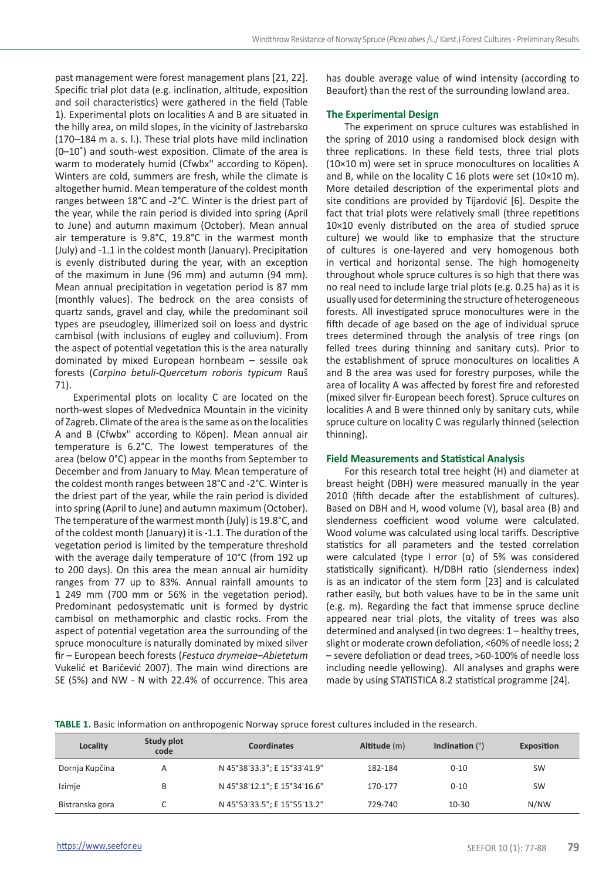past management were forest management plans [21, 22]. Specific trial plot data (e.g. inclination, altitude, exposition and soil characteristics) were gathered in the field (Table 1). Experimental plots on localities A and B are situated in the hilly area, on mild slopes, in the vicinity of Jastrebarsko (170–184 m a. s. l.). These trial plots have mild inclination (0–10˚) and south-west exposition. Climate of the area is warm to moderately humid (Cfwbx'' according to Köpen). Winters are cold, summers are fresh, while the climate is altogether humid. Mean temperature of the coldest month ranges between 18°C and -2°C. Winter is the driest part of the year, while the rain period is divided into spring (April to June) and autumn maximum (October). Mean annual air temperature is 9.8°C, 19.8°C in the warmest month (July) and -1.1 in the coldest month (January). Precipitation is evenly distributed during the year, with an exception of the maximum in June (96 mm) and autumn (94 mm). Mean annual precipitation in vegetation period is 87 mm (monthly values). The bedrock on the area consists of quartz sands, gravel and clay, while the predominant soil types are pseudogley, illimerized soil on loess and dystric cambisol (with inclusions of eugley and colluvium). From the aspect of potential vegetation this is the area naturally dominated by mixed European hornbeam – sessile oak forests (*Carpino betuli-Quercetum roboris typicum* Rauš 71).

Experimental plots on locality C are located on the north-west slopes of Medvednica Mountain in the vicinity of Zagreb. Climate of the area is the same as on the localities A and B (Cfwbx'' according to Köpen). Mean annual air temperature is 6.2°C. The lowest temperatures of the area (below 0°C) appear in the months from September to December and from January to May. Mean temperature of the coldest month ranges between 18°C and -2°C. Winter is the driest part of the year, while the rain period is divided into spring (April to June) and autumn maximum (October). The temperature of the warmest month (July) is 19.8°C, and of the coldest month (January) it is -1.1. The duration of the vegetation period is limited by the temperature threshold with the average daily temperature of 10°C (from 192 up to 200 days). On this area the mean annual air humidity ranges from 77 up to 83%. Annual rainfall amounts to 1 249 mm (700 mm or 56% in the vegetation period). Predominant pedosystematic unit is formed by dystric cambisol on methamorphic and clastic rocks. From the aspect of potential vegetation area the surrounding of the spruce monoculture is naturally dominated by mixed silver fir – European beech forests (*Festuco drymeiae–Abietetum* Vukelić et Baričević 2007). The main wind directions are SE (5%) and NW - N with 22.4% of occurrence. This area has double average value of wind intensity (according to Beaufort) than the rest of the surrounding lowland area.

### The Experimental Design

The experiment on spruce cultures was established in the spring of 2010 using a randomised block design with three replications. In these field tests, three trial plots (10×10 m) were set in spruce monocultures on localities A and B, while on the locality C 16 plots were set (10×10 m). More detailed description of the experimental plots and site conditions are provided by Tijardović [6]. Despite the fact that trial plots were relatively small (three repetitions 10×10 evenly distributed on the area of studied spruce culture) we would like to emphasize that the structure of cultures is one-layered and very homogenous both in vertical and horizontal sense. The high homogeneity throughout whole spruce cultures is so high that there was no real need to include large trial plots (e.g. 0.25 ha) as it is usually used for determining the structure of heterogeneous forests. All investigated spruce monocultures were in the fifth decade of age based on the age of individual spruce trees determined through the analysis of tree rings (on felled trees during thinning and sanitary cuts). Prior to the establishment of spruce monocultures on localities A and B the area was used for forestry purposes, while the area of locality A was affected by forest fire and reforested (mixed silver fir-European beech forest). Spruce cultures on localities A and B were thinned only by sanitary cuts, while spruce culture on locality C was regularly thinned (selection thinning).

### Field Measurements and Statistical Analysis

For this research total tree height (H) and diameter at breast height (DBH) were measured manually in the year 2010 (fifth decade after the establishment of cultures). Based on DBH and H, wood volume (V), basal area (B) and slenderness coefficient wood volume were calculated. Wood volume was calculated using local tariffs. Descriptive statistics for all parameters and the tested correlation were calculated (type I error ($\alpha$) of 5% was considered statistically significant). H/DBH ratio (slenderness index) is as an indicator of the stem form [23] and is calculated rather easily, but both values have to be in the same unit (e.g. m). Regarding the fact that immense spruce decline appeared near trial plots, the vitality of trees was also determined and analysed (in two degrees: 1 – healthy trees, slight or moderate crown defoliation, <60% of needle loss; 2 – severe defoliation or dead trees, >60-100% of needle loss including needle yellowing). All analyses and graphs were made by using STATISTICA 8.2 statistical programme [24].

**TABLE 1.** Basic information on anthropogenic Norway spruce forest cultures included in the research.

| Locality | Study plot code | Coordinates | Altitude (m) | Inclination (°) | Exposition |
|---|---|---|---|---|---|
| Dornja Kupčina | A | N 45°38'33.3"; E 15°33'41.9" | 182-184 | 0-10 | SW |
| Izimje | B | N 45°38'12.1"; E 15°34'16.6" | 170-177 | 0-10 | SW |
| Bistranska gora | C | N 45°53'33.5"; E 15°55'13.2" | 729-740 | 10-30 | N/NW |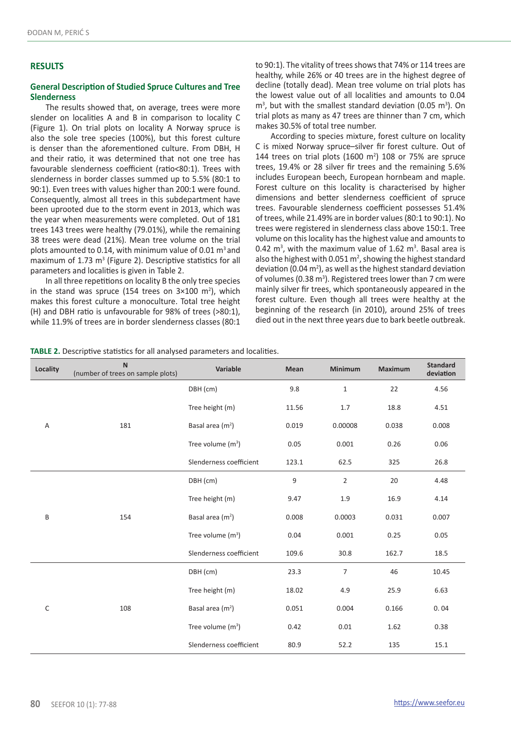## RESULTS

### General Description of Studied Spruce Cultures and Tree Slenderness

The results showed that, on average, trees were more slender on localities A and B in comparison to locality C (Figure 1). On trial plots on locality A Norway spruce is also the sole tree species (100%), but this forest culture is denser than the aforementioned culture. From DBH, H and their ratio, it was determined that not one tree has favourable slenderness coefficient (ratio<80:1). Trees with slenderness in border classes summed up to 5.5% (80:1 to 90:1). Even trees with values higher than 200:1 were found. Consequently, almost all trees in this subdepartment have been uprooted due to the storm event in 2013, which was the year when measurements were completed. Out of 181 trees 143 trees were healthy (79.01%), while the remaining 38 trees were dead (21%). Mean tree volume on the trial plots amounted to 0.14, with minimum value of 0.01 $m^3$ and maximum of 1.73 $m^3$ (Figure 2). Descriptive statistics for all parameters and localities is given in Table 2.

In all three repetitions on locality B the only tree species in the stand was spruce (154 trees on 3×100 $m^2$), which makes this forest culture a monoculture. Total tree height (H) and DBH ratio is unfavourable for 98% of trees (>80:1), while 11.9% of trees are in border slenderness classes (80:1 to 90:1). The vitality of trees shows that 74% or 114 trees are healthy, while 26% or 40 trees are in the highest degree of decline (totally dead). Mean tree volume on trial plots has the lowest value out of all localities and amounts to 0.04 $m^3$, but with the smallest standard deviation (0.05 $m^3$). On trial plots as many as 47 trees are thinner than 7 cm, which makes 30.5% of total tree number.

According to species mixture, forest culture on locality C is mixed Norway spruce–silver fir forest culture. Out of 144 trees on trial plots (1600 $m^2$) 108 or 75% are spruce trees, 19.4% or 28 silver fir trees and the remaining 5.6% includes European beech, European hornbeam and maple. Forest culture on this locality is characterised by higher dimensions and better slenderness coefficient of spruce trees. Favourable slenderness coefficient possesses 51.4% of trees, while 21.49% are in border values (80:1 to 90:1). No trees were registered in slenderness class above 150:1. Tree volume on this locality has the highest value and amounts to 0.42 $m^3$, with the maximum value of 1.62 $m^3$. Basal area is also the highest with 0.051 $m^2$, showing the highest standard deviation (0.04 $m^2$), as well as the highest standard deviation of volumes (0.38 $m^3$). Registered trees lower than 7 cm were mainly silver fir trees, which spontaneously appeared in the forest culture. Even though all trees were healthy at the beginning of the research (in 2010), around 25% of trees died out in the next three years due to bark beetle outbreak.

**TABLE 2.** Descriptive statistics for all analysed parameters and localities.

| Locality | N (number of trees on sample plots) | Variable | Mean | Minimum | Maximum | Standard deviation |
|---|---|---|---|---|---|---|
| A | 181 | DBH (cm) | 9.8 | 1 | 22 | 4.56 |
| | | Tree height (m) | 11.56 | 1.7 | 18.8 | 4.51 |
| | | Basal area ($m^2$) | 0.019 | 0.00008 | 0.038 | 0.008 |
| | | Tree volume ($m^3$) | 0.05 | 0.001 | 0.26 | 0.06 |
| | | Slenderness coefficient | 123.1 | 62.5 | 325 | 26.8 |
| B | 154 | DBH (cm) | 9 | 2 | 20 | 4.48 |
| | | Tree height (m) | 9.47 | 1.9 | 16.9 | 4.14 |
| | | Basal area ($m^2$) | 0.008 | 0.0003 | 0.031 | 0.007 |
| | | Tree volume ($m^3$) | 0.04 | 0.001 | 0.25 | 0.05 |
| | | Slenderness coefficient | 109.6 | 30.8 | 162.7 | 18.5 |
| C | 108 | DBH (cm) | 23.3 | 7 | 46 | 10.45 |
| | | Tree height (m) | 18.02 | 4.9 | 25.9 | 6.63 |
| | | Basal area ($m^2$) | 0.051 | 0.004 | 0.166 | 0. 04 |
| | | Tree volume ($m^3$) | 0.42 | 0.01 | 1.62 | 0.38 |
| | | Slenderness coefficient | 80.9 | 52.2 | 135 | 15.1 |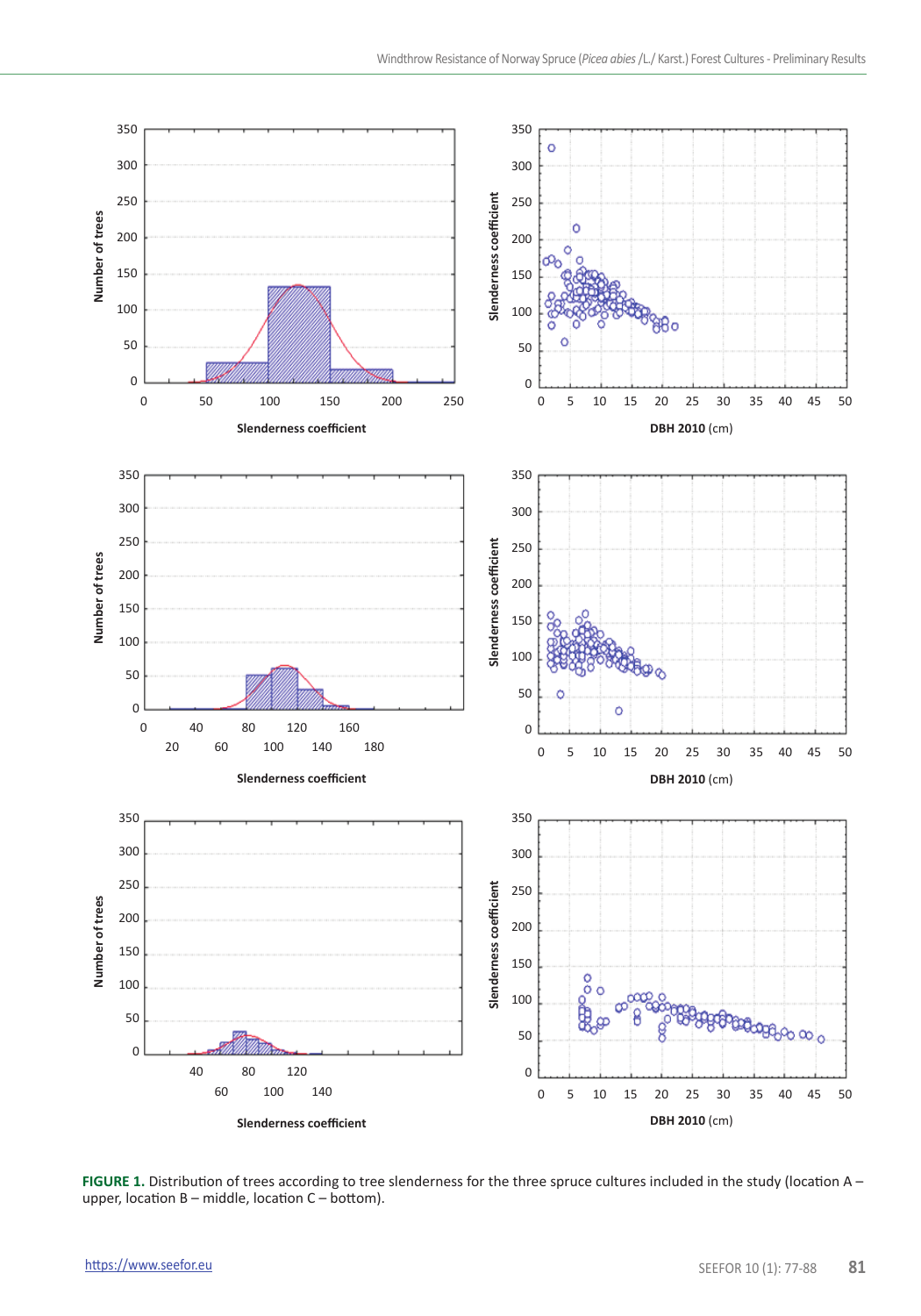FIGURE 1. Distribution of trees according to tree slenderness for the three spruce cultures included in the study (location A – upper, location B – middle, location C – bottom).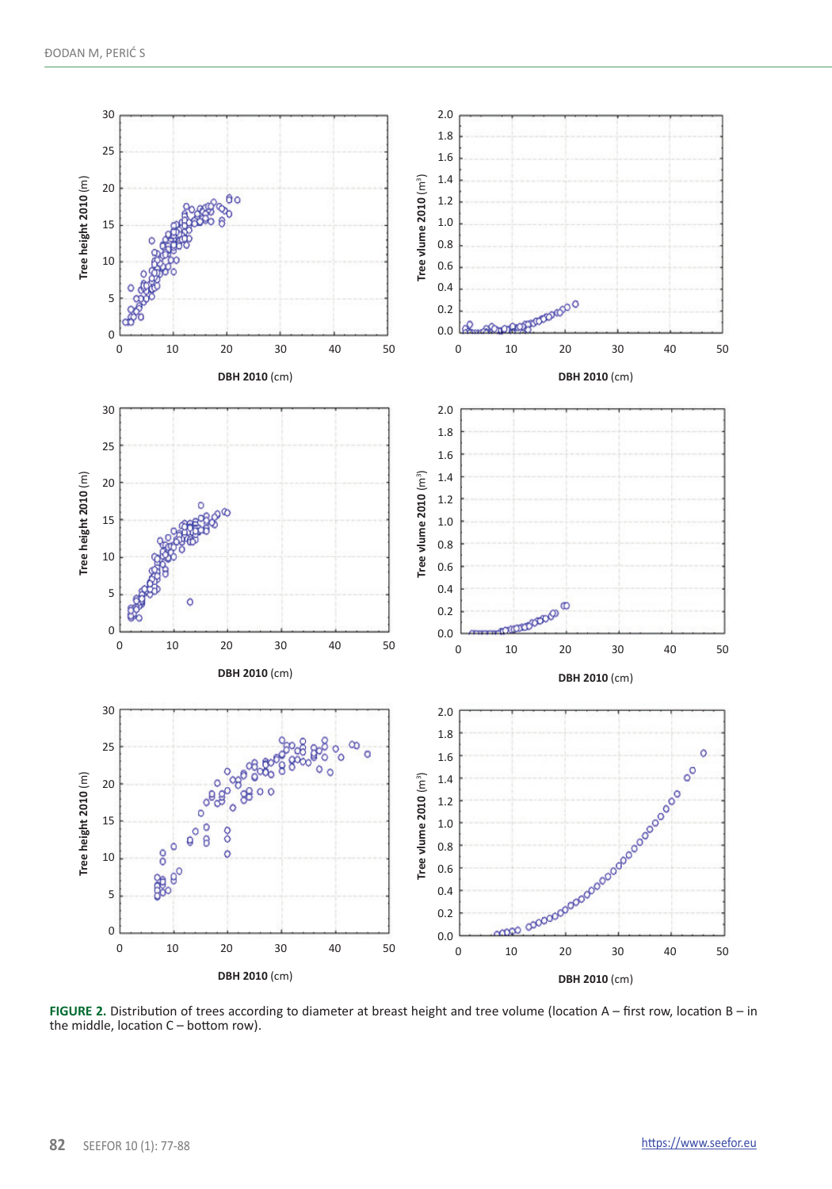**FIGURE 2.** Distribution of trees according to diameter at breast height and tree volume (location A – first row, location B – in the middle, location C – bottom row).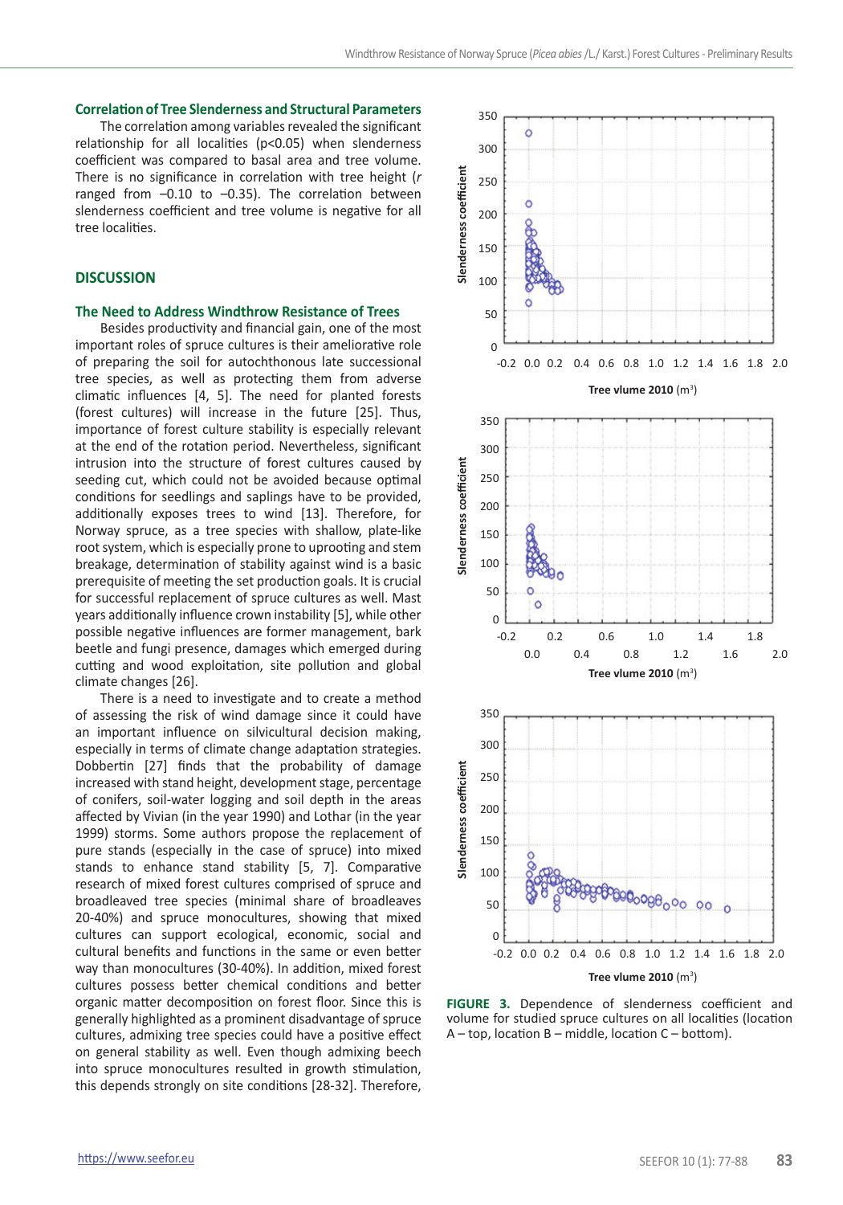### Correlation of Tree Slenderness and Structural Parameters

The correlation among variables revealed the significant relationship for all localities ($p<0.05$) when slenderness coefficient was compared to basal area and tree volume. There is no significance in correlation with tree height (*r* ranged from –0.10 to –0.35). The correlation between slenderness coefficient and tree volume is negative for all tree localities.

## DISCUSSION

### The Need to Address Windthrow Resistance of Trees

Besides productivity and financial gain, one of the most important roles of spruce cultures is their ameliorative role of preparing the soil for autochthonous late successional tree species, as well as protecting them from adverse climatic influences [4, 5]. The need for planted forests (forest cultures) will increase in the future [25]. Thus, importance of forest culture stability is especially relevant at the end of the rotation period. Nevertheless, significant intrusion into the structure of forest cultures caused by seeding cut, which could not be avoided because optimal conditions for seedlings and saplings have to be provided, additionally exposes trees to wind [13]. Therefore, for Norway spruce, as a tree species with shallow, plate-like root system, which is especially prone to uprooting and stem breakage, determination of stability against wind is a basic prerequisite of meeting the set production goals. It is crucial for successful replacement of spruce cultures as well. Mast years additionally influence crown instability [5], while other possible negative influences are former management, bark beetle and fungi presence, damages which emerged during cutting and wood exploitation, site pollution and global climate changes [26].

There is a need to investigate and to create a method of assessing the risk of wind damage since it could have an important influence on silvicultural decision making, especially in terms of climate change adaptation strategies. Dobbertin [27] finds that the probability of damage increased with stand height, development stage, percentage of conifers, soil-water logging and soil depth in the areas affected by Vivian (in the year 1990) and Lothar (in the year 1999) storms. Some authors propose the replacement of pure stands (especially in the case of spruce) into mixed stands to enhance stand stability [5, 7]. Comparative research of mixed forest cultures comprised of spruce and broadleaved tree species (minimal share of broadleaves 20-40%) and spruce monocultures, showing that mixed cultures can support ecological, economic, social and cultural benefits and functions in the same or even better way than monocultures (30-40%). In addition, mixed forest cultures possess better chemical conditions and better organic matter decomposition on forest floor. Since this is generally highlighted as a prominent disadvantage of spruce cultures, admixing tree species could have a positive effect on general stability as well. Even though admixing beech into spruce monocultures resulted in growth stimulation, this depends strongly on site conditions [28-32]. Therefore,

**FIGURE 3.** Dependence of slenderness coefficient and volume for studied spruce cultures on all localities (location A – top, location B – middle, location C – bottom).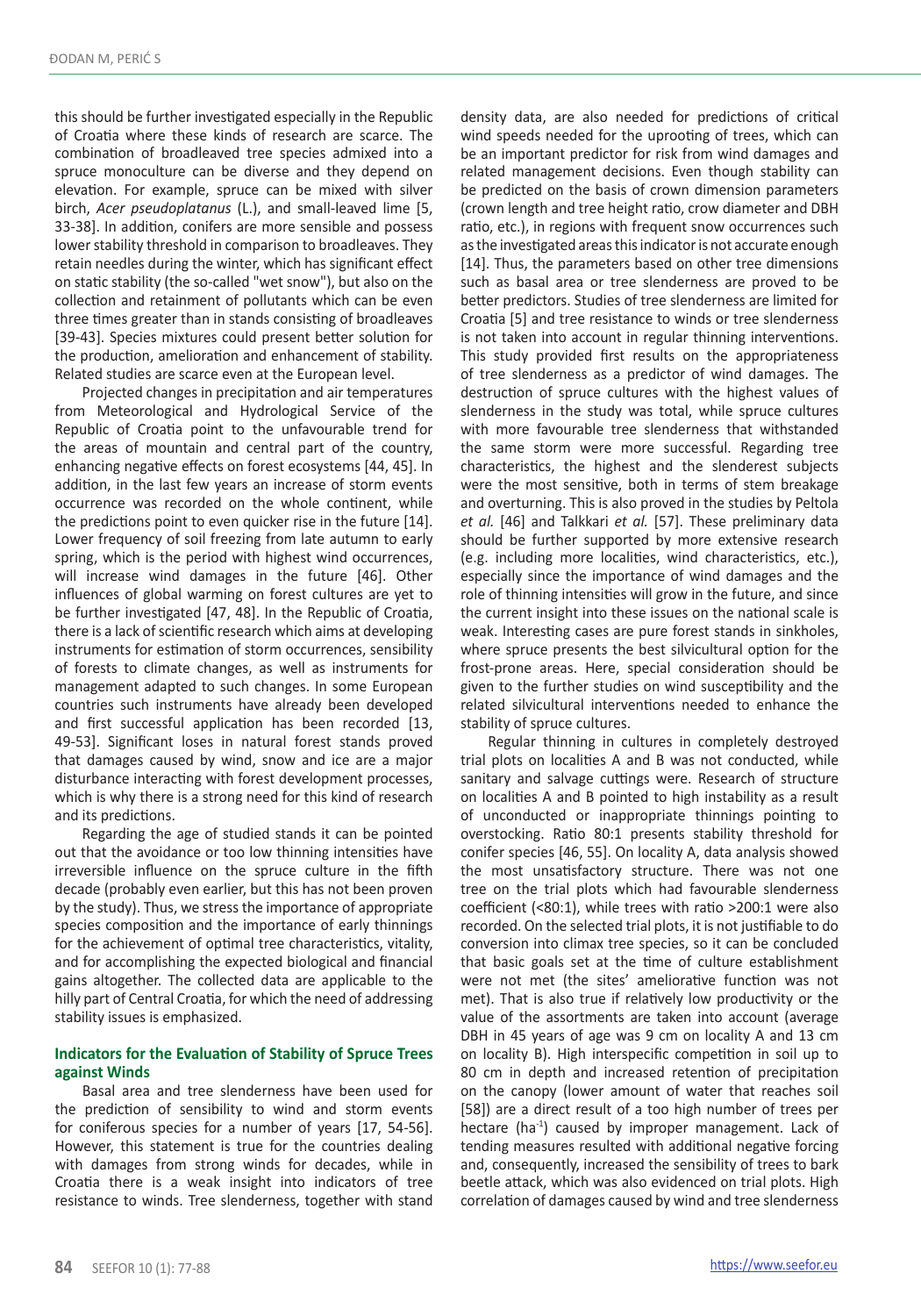this should be further investigated especially in the Republic of Croatia where these kinds of research are scarce. The combination of broadleaved tree species admixed into a spruce monoculture can be diverse and they depend on elevation. For example, spruce can be mixed with silver birch, *Acer pseudoplatanus* (L.), and small-leaved lime [5, 33-38]. In addition, conifers are more sensible and possess lower stability threshold in comparison to broadleaves. They retain needles during the winter, which has significant effect on static stability (the so-called "wet snow"), but also on the collection and retainment of pollutants which can be even three times greater than in stands consisting of broadleaves [39-43]. Species mixtures could present better solution for the production, amelioration and enhancement of stability. Related studies are scarce even at the European level.

Projected changes in precipitation and air temperatures from Meteorological and Hydrological Service of the Republic of Croatia point to the unfavourable trend for the areas of mountain and central part of the country, enhancing negative effects on forest ecosystems [44, 45]. In addition, in the last few years an increase of storm events occurrence was recorded on the whole continent, while the predictions point to even quicker rise in the future [14]. Lower frequency of soil freezing from late autumn to early spring, which is the period with highest wind occurrences, will increase wind damages in the future [46]. Other influences of global warming on forest cultures are yet to be further investigated [47, 48]. In the Republic of Croatia, there is a lack of scientific research which aims at developing instruments for estimation of storm occurrences, sensibility of forests to climate changes, as well as instruments for management adapted to such changes. In some European countries such instruments have already been developed and first successful application has been recorded [13, 49-53]. Significant loses in natural forest stands proved that damages caused by wind, snow and ice are a major disturbance interacting with forest development processes, which is why there is a strong need for this kind of research and its predictions.

Regarding the age of studied stands it can be pointed out that the avoidance or too low thinning intensities have irreversible influence on the spruce culture in the fifth decade (probably even earlier, but this has not been proven by the study). Thus, we stress the importance of appropriate species composition and the importance of early thinnings for the achievement of optimal tree characteristics, vitality, and for accomplishing the expected biological and financial gains altogether. The collected data are applicable to the hilly part of Central Croatia, for which the need of addressing stability issues is emphasized.

### Indicators for the Evaluation of Stability of Spruce Trees against Winds

Basal area and tree slenderness have been used for the prediction of sensibility to wind and storm events for coniferous species for a number of years [17, 54-56]. However, this statement is true for the countries dealing with damages from strong winds for decades, while in Croatia there is a weak insight into indicators of tree resistance to winds. Tree slenderness, together with stand density data, are also needed for predictions of critical wind speeds needed for the uprooting of trees, which can be an important predictor for risk from wind damages and related management decisions. Even though stability can be predicted on the basis of crown dimension parameters (crown length and tree height ratio, crow diameter and DBH ratio, etc.), in regions with frequent snow occurrences such as the investigated areas this indicator is not accurate enough [14]. Thus, the parameters based on other tree dimensions such as basal area or tree slenderness are proved to be better predictors. Studies of tree slenderness are limited for Croatia [5] and tree resistance to winds or tree slenderness is not taken into account in regular thinning interventions. This study provided first results on the appropriateness of tree slenderness as a predictor of wind damages. The destruction of spruce cultures with the highest values of slenderness in the study was total, while spruce cultures with more favourable tree slenderness that withstanded the same storm were more successful. Regarding tree characteristics, the highest and the slenderest subjects were the most sensitive, both in terms of stem breakage and overturning. This is also proved in the studies by Peltola *et al.* [46] and Talkkari *et al.* [57]. These preliminary data should be further supported by more extensive research (e.g. including more localities, wind characteristics, etc.), especially since the importance of wind damages and the role of thinning intensities will grow in the future, and since the current insight into these issues on the national scale is weak. Interesting cases are pure forest stands in sinkholes, where spruce presents the best silvicultural option for the frost-prone areas. Here, special consideration should be given to the further studies on wind susceptibility and the related silvicultural interventions needed to enhance the stability of spruce cultures.

Regular thinning in cultures in completely destroyed trial plots on localities A and B was not conducted, while sanitary and salvage cuttings were. Research of structure on localities A and B pointed to high instability as a result of unconducted or inappropriate thinnings pointing to overstocking. Ratio 80:1 presents stability threshold for conifer species [46, 55]. On locality A, data analysis showed the most unsatisfactory structure. There was not one tree on the trial plots which had favourable slenderness coefficient (<80:1), while trees with ratio >200:1 were also recorded. On the selected trial plots, it is not justifiable to do conversion into climax tree species, so it can be concluded that basic goals set at the time of culture establishment were not met (the sites' ameliorative function was not met). That is also true if relatively low productivity or the value of the assortments are taken into account (average DBH in 45 years of age was 9 cm on locality A and 13 cm on locality B). High interspecific competition in soil up to 80 cm in depth and increased retention of precipitation on the canopy (lower amount of water that reaches soil [58]) are a direct result of a too high number of trees per hectare (ha$^{-1}$) caused by improper management. Lack of tending measures resulted with additional negative forcing and, consequently, increased the sensibility of trees to bark beetle attack, which was also evidenced on trial plots. High correlation of damages caused by wind and tree slenderness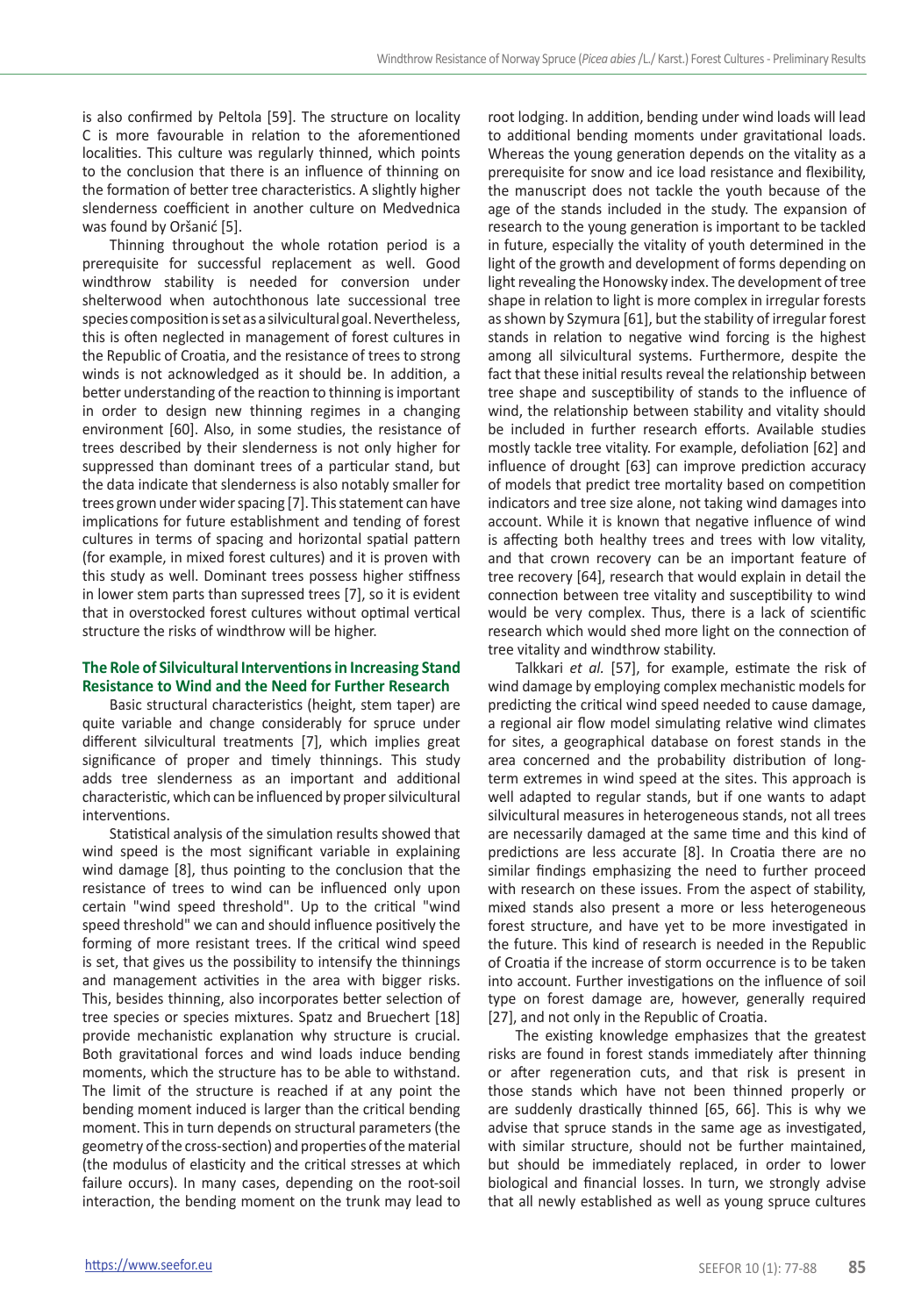is also confirmed by Peltola [59]. The structure on locality C is more favourable in relation to the aforementioned localities. This culture was regularly thinned, which points to the conclusion that there is an influence of thinning on the formation of better tree characteristics. A slightly higher slenderness coefficient in another culture on Medvednica was found by Oršanić [5].

Thinning throughout the whole rotation period is a prerequisite for successful replacement as well. Good windthrow stability is needed for conversion under shelterwood when autochthonous late successional tree species composition is set as a silvicultural goal. Nevertheless, this is often neglected in management of forest cultures in the Republic of Croatia, and the resistance of trees to strong winds is not acknowledged as it should be. In addition, a better understanding of the reaction to thinning is important in order to design new thinning regimes in a changing environment [60]. Also, in some studies, the resistance of trees described by their slenderness is not only higher for suppressed than dominant trees of a particular stand, but the data indicate that slenderness is also notably smaller for trees grown under wider spacing [7]. This statement can have implications for future establishment and tending of forest cultures in terms of spacing and horizontal spatial pattern (for example, in mixed forest cultures) and it is proven with this study as well. Dominant trees possess higher stiffness in lower stem parts than supressed trees [7], so it is evident that in overstocked forest cultures without optimal vertical structure the risks of windthrow will be higher.

## The Role of Silvicultural Interventions in Increasing Stand Resistance to Wind and the Need for Further Research

Basic structural characteristics (height, stem taper) are quite variable and change considerably for spruce under different silvicultural treatments [7], which implies great significance of proper and timely thinnings. This study adds tree slenderness as an important and additional characteristic, which can be influenced by proper silvicultural interventions.

Statistical analysis of the simulation results showed that wind speed is the most significant variable in explaining wind damage [8], thus pointing to the conclusion that the resistance of trees to wind can be influenced only upon certain "wind speed threshold". Up to the critical "wind speed threshold" we can and should influence positively the forming of more resistant trees. If the critical wind speed is set, that gives us the possibility to intensify the thinnings and management activities in the area with bigger risks. This, besides thinning, also incorporates better selection of tree species or species mixtures. Spatz and Bruechert [18] provide mechanistic explanation why structure is crucial. Both gravitational forces and wind loads induce bending moments, which the structure has to be able to withstand. The limit of the structure is reached if at any point the bending moment induced is larger than the critical bending moment. This in turn depends on structural parameters (the geometry of the cross-section) and properties of the material (the modulus of elasticity and the critical stresses at which failure occurs). In many cases, depending on the root-soil interaction, the bending moment on the trunk may lead to root lodging. In addition, bending under wind loads will lead to additional bending moments under gravitational loads. Whereas the young generation depends on the vitality as a prerequisite for snow and ice load resistance and flexibility, the manuscript does not tackle the youth because of the age of the stands included in the study. The expansion of research to the young generation is important to be tackled in future, especially the vitality of youth determined in the light of the growth and development of forms depending on light revealing the Honowsky index. The development of tree shape in relation to light is more complex in irregular forests as shown by Szymura [61], but the stability of irregular forest stands in relation to negative wind forcing is the highest among all silvicultural systems. Furthermore, despite the fact that these initial results reveal the relationship between tree shape and susceptibility of stands to the influence of wind, the relationship between stability and vitality should be included in further research efforts. Available studies mostly tackle tree vitality. For example, defoliation [62] and influence of drought [63] can improve prediction accuracy of models that predict tree mortality based on competition indicators and tree size alone, not taking wind damages into account. While it is known that negative influence of wind is affecting both healthy trees and trees with low vitality, and that crown recovery can be an important feature of tree recovery [64], research that would explain in detail the connection between tree vitality and susceptibility to wind would be very complex. Thus, there is a lack of scientific research which would shed more light on the connection of tree vitality and windthrow stability.

Talkkari *et al.* [57], for example, estimate the risk of wind damage by employing complex mechanistic models for predicting the critical wind speed needed to cause damage, a regional air flow model simulating relative wind climates for sites, a geographical database on forest stands in the area concerned and the probability distribution of long-term extremes in wind speed at the sites. This approach is well adapted to regular stands, but if one wants to adapt silvicultural measures in heterogeneous stands, not all trees are necessarily damaged at the same time and this kind of predictions are less accurate [8]. In Croatia there are no similar findings emphasizing the need to further proceed with research on these issues. From the aspect of stability, mixed stands also present a more or less heterogeneous forest structure, and have yet to be more investigated in the future. This kind of research is needed in the Republic of Croatia if the increase of storm occurrence is to be taken into account. Further investigations on the influence of soil type on forest damage are, however, generally required [27], and not only in the Republic of Croatia.

The existing knowledge emphasizes that the greatest risks are found in forest stands immediately after thinning or after regeneration cuts, and that risk is present in those stands which have not been thinned properly or are suddenly drastically thinned [65, 66]. This is why we advise that spruce stands in the same age as investigated, with similar structure, should not be further maintained, but should be immediately replaced, in order to lower biological and financial losses. In turn, we strongly advise that all newly established as well as young spruce cultures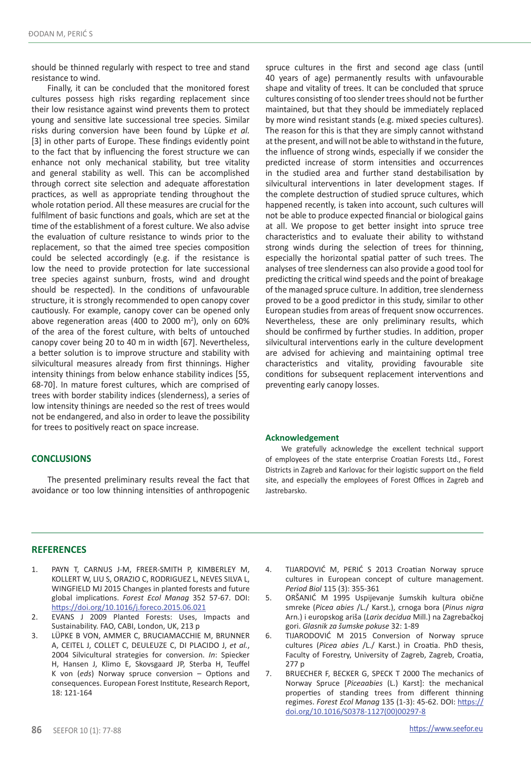should be thinned regularly with respect to tree and stand resistance to wind.

Finally, it can be concluded that the monitored forest cultures possess high risks regarding replacement since their low resistance against wind prevents them to protect young and sensitive late successional tree species. Similar risks during conversion have been found by Lüpke *et al.* [3] in other parts of Europe. These findings evidently point to the fact that by influencing the forest structure we can enhance not only mechanical stability, but tree vitality and general stability as well. This can be accomplished through correct site selection and adequate afforestation practices, as well as appropriate tending throughout the whole rotation period. All these measures are crucial for the fulfilment of basic functions and goals, which are set at the time of the establishment of a forest culture. We also advise the evaluation of culture resistance to winds prior to the replacement, so that the aimed tree species composition could be selected accordingly (e.g. if the resistance is low the need to provide protection for late successional tree species against sunburn, frosts, wind and drought should be respected). In the conditions of unfavourable structure, it is strongly recommended to open canopy cover cautiously. For example, canopy cover can be opened only above regeneration areas (400 to 2000 $m^2$), only on 60% of the area of the forest culture, with belts of untouched canopy cover being 20 to 40 m in width [67]. Nevertheless, a better solution is to improve structure and stability with silvicultural measures already from first thinnings. Higher intensity thinings from below enhance stability indices [55, 68-70]. In mature forest cultures, which are comprised of trees with border stability indices (slenderness), a series of low intensity thinings are needed so the rest of trees would not be endangered, and also in order to leave the possibility for trees to positively react on space increase.

## CONCLUSIONS

The presented preliminary results reveal the fact that avoidance or too low thinning intensities of anthropogenic spruce cultures in the first and second age class (until 40 years of age) permanently results with unfavourable shape and vitality of trees. It can be concluded that spruce cultures consisting of too slender trees should not be further maintained, but that they should be immediately replaced by more wind resistant stands (e.g. mixed species cultures). The reason for this is that they are simply cannot withstand at the present, and will not be able to withstand in the future, the influence of strong winds, especially if we consider the predicted increase of storm intensities and occurrences in the studied area and further stand destabilisation by silvicultural interventions in later development stages. If the complete destruction of studied spruce cultures, which happened recently, is taken into account, such cultures will not be able to produce expected financial or biological gains at all. We propose to get better insight into spruce tree characteristics and to evaluate their ability to withstand strong winds during the selection of trees for thinning, especially the horizontal spatial patter of such trees. The analyses of tree slenderness can also provide a good tool for predicting the critical wind speeds and the point of breakage of the managed spruce culture. In addition, tree slenderness proved to be a good predictor in this study, similar to other European studies from areas of frequent snow occurrences. Nevertheless, these are only preliminary results, which should be confirmed by further studies. In addition, proper silvicultural interventions early in the culture development are advised for achieving and maintaining optimal tree characteristics and vitality, providing favourable site conditions for subsequent replacement interventions and preventing early canopy losses.

### Acknowledgement

We gratefully acknowledge the excellent technical support of employees of the state enterprise Croatian Forests Ltd., Forest Districts in Zagreb and Karlovac for their logistic support on the field site, and especially the employees of Forest Offices in Zagreb and Jastrebarsko.

## REFERENCES

1. PAYN T, CARNUS J-M, FREER-SMITH P, KIMBERLEY M, KOLLERT W, LIU S, ORAZIO C, RODRIGUEZ L, NEVES SILVA L, WINGFIELD MJ 2015 Changes in planted forests and future global implications. *Forest Ecol Manag* 352 57-67. DOI: https://doi.org/10.1016/j.foreco.2015.06.021
2. EVANS J 2009 Planted Forests: Uses, Impacts and Sustainability. FAO, CABI, London, UK, 213 p
3. LÜPKE B VON, AMMER C, BRUCIAMACCHIE M, BRUNNER A, CEITEL J, COLLET C, DEULEUZE C, DI PLACIDO J, *et al.*, 2004 Silvicultural strategies for conversion. *In*: Spiecker H, Hansen J, Klimo E, Skovsgaard JP, Sterba H, Teuffel K von (*eds*) Norway spruce conversion – Options and consequences. European Forest Institute, Research Report, 18: 121-164
4. TIJARDOVIĆ M, PERIĆ S 2013 Croatian Norway spruce cultures in European concept of culture management. *Period Biol* 115 (3): 355-361
5. ORŠANIĆ M 1995 Uspijevanje šumskih kultura obične smreke (*Picea abies* /L./ Karst.), crnoga bora (*Pinus nigra* Arn.) i europskog ariša (*Larix decidua* Mill.) na Zagrebačkoj gori. *Glasnik za šumske pokuse* 32: 1-89
6. TIJARODOVIĆ M 2015 Conversion of Norway spruce cultures (*Picea abies* /L./ Karst.) in Croatia. PhD thesis, Faculty of Forestry, University of Zagreb, Zagreb, Croatia, 277 p
7. BRUECHER F, BECKER G, SPECK T 2000 The mechanics of Norway Spruce [*Piceaabies* (L.) Karst]: the mechanical properties of standing trees from different thinning regimes. *Forest Ecol Manag* 135 (1-3): 45-62. DOI: https://doi.org/10.1016/S0378-1127(00)00297-8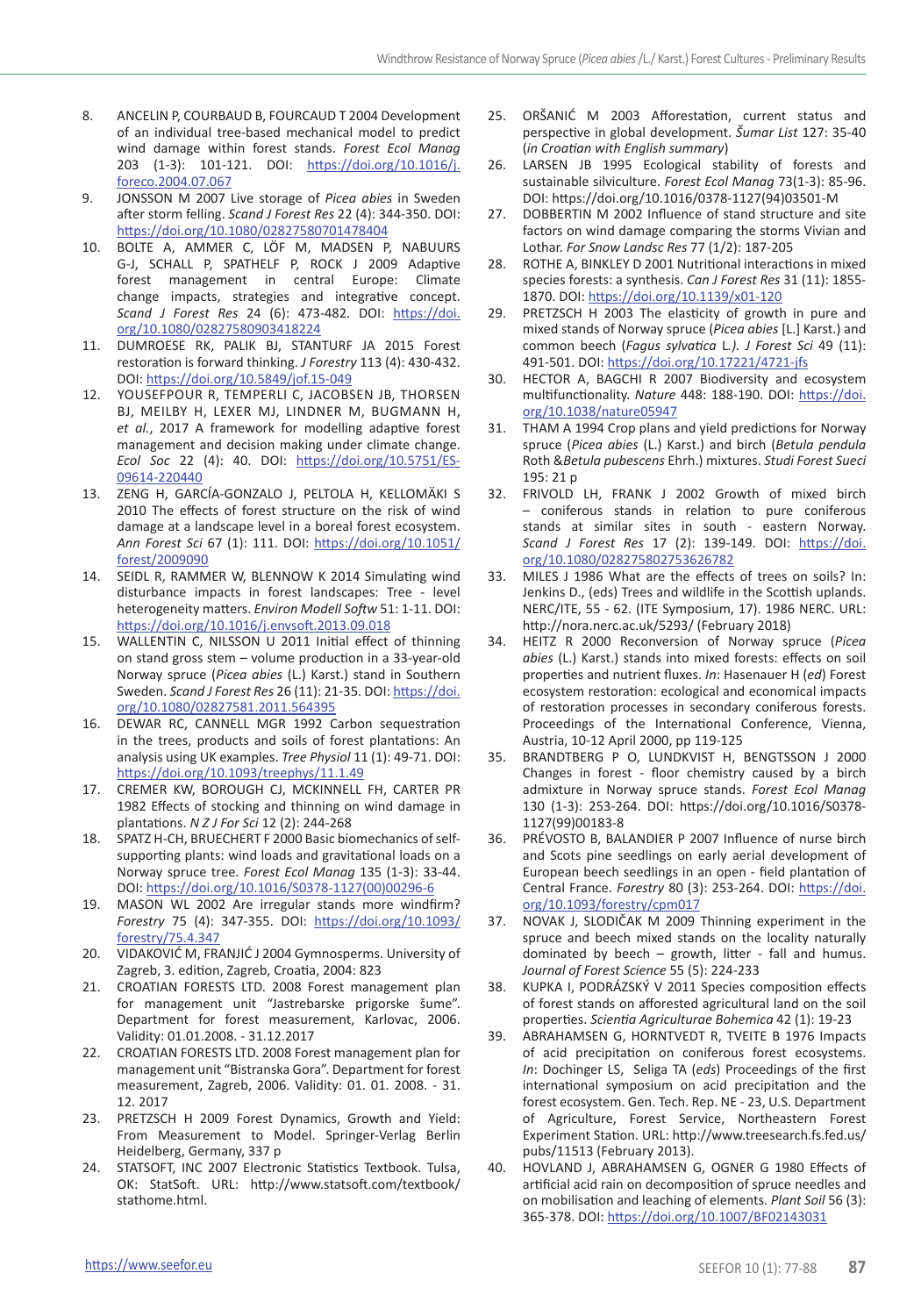8. ANCELIN P, COURBAUD B, FOURCAUD T 2004 Development of an individual tree-based mechanical model to predict wind damage within forest stands. *Forest Ecol Manag* 203 (1-3): 101-121. DOI: https://doi.org/10.1016/j.foreco.2004.07.067
9. JONSSON M 2007 Live storage of *Picea abies* in Sweden after storm felling. *Scand J Forest Res* 22 (4): 344-350. DOI: https://doi.org/10.1080/02827580701478404
10. BOLTE A, AMMER C, LÖF M, MADSEN P, NABUURS G-J, SCHALL P, SPATHELF P, ROCK J 2009 Adaptive forest management in central Europe: Climate change impacts, strategies and integrative concept. *Scand J Forest Res* 24 (6): 473-482. DOI: https://doi.org/10.1080/02827580903418224
11. DUMROESE RK, PALIK BJ, STANTURF JA 2015 Forest restoration is forward thinking. *J Forestry* 113 (4): 430-432. DOI: https://doi.org/10.5849/jof.15-049
12. YOUSEFPOUR R, TEMPERLI C, JACOBSEN JB, THORSEN BJ, MEILBY H, LEXER MJ, LINDNER M, BUGMANN H, *et al.*, 2017 A framework for modelling adaptive forest management and decision making under climate change. *Ecol Soc* 22 (4): 40. DOI: https://doi.org/10.5751/ES-09614-220440
13. ZENG H, GARCÍA-GONZALO J, PELTOLA H, KELLOMÄKI S 2010 The effects of forest structure on the risk of wind damage at a landscape level in a boreal forest ecosystem. *Ann Forest Sci* 67 (1): 111. DOI: https://doi.org/10.1051/forest/2009090
14. SEIDL R, RAMMER W, BLENNOW K 2014 Simulating wind disturbance impacts in forest landscapes: Tree - level heterogeneity matters. *Environ Modell Softw* 51: 1-11. DOI: https://doi.org/10.1016/j.envsoft.2013.09.018
15. WALLENTIN C, NILSSON U 2011 Initial effect of thinning on stand gross stem – volume production in a 33-year-old Norway spruce (*Picea abies* (L.) Karst.) stand in Southern Sweden. *Scand J Forest Res* 26 (11): 21-35. DOI: https://doi.org/10.1080/02827581.2011.564395
16. DEWAR RC, CANNELL MGR 1992 Carbon sequestration in the trees, products and soils of forest plantations: An analysis using UK examples. *Tree Physiol* 11 (1): 49-71. DOI: https://doi.org/10.1093/treephys/11.1.49
17. CREMER KW, BOROUGH CJ, MCKINNELL FH, CARTER PR 1982 Effects of stocking and thinning on wind damage in plantations. *N Z J For Sci* 12 (2): 244-268
18. SPATZ H-CH, BRUECHERT F 2000 Basic biomechanics of self-supporting plants: wind loads and gravitational loads on a Norway spruce tree. *Forest Ecol Manag* 135 (1-3): 33-44. DOI: https://doi.org/10.1016/S0378-1127(00)00296-6
19. MASON WL 2002 Are irregular stands more windfirm? *Forestry* 75 (4): 347-355. DOI: https://doi.org/10.1093/forestry/75.4.347
20. VIDAKOVIĆ M, FRANJIĆ J 2004 Gymnosperms. University of Zagreb, 3. edition, Zagreb, Croatia, 2004: 823
21. CROATIAN FORESTS LTD. 2008 Forest management plan for management unit "Jastrebarske prigorske šume". Department for forest measurement, Karlovac, 2006. Validity: 01.01.2008. - 31.12.2017
22. CROATIAN FORESTS LTD. 2008 Forest management plan for management unit "Bistranska Gora". Department for forest measurement, Zagreb, 2006. Validity: 01. 01. 2008. - 31. 12. 2017
23. PRETZSCH H 2009 Forest Dynamics, Growth and Yield: From Measurement to Model. Springer-Verlag Berlin Heidelberg, Germany, 337 p
24. STATSOFT, INC 2007 Electronic Statistics Textbook. Tulsa, OK: StatSoft. URL: http://www.statsoft.com/textbook/stathome.html.
25. ORŠANIĆ M 2003 Afforestation, current status and perspective in global development. *Šumar List* 127: 35-40 (*in Croatian with English summary*)
26. LARSEN JB 1995 Ecological stability of forests and sustainable silviculture. *Forest Ecol Manag* 73(1-3): 85-96. DOI: https://doi.org/10.1016/0378-1127(94)03501-M
27. DOBBERTIN M 2002 Influence of stand structure and site factors on wind damage comparing the storms Vivian and Lothar. *For Snow Landsc Res* 77 (1/2): 187-205
28. ROTHE A, BINKLEY D 2001 Nutritional interactions in mixed species forests: a synthesis. *Can J Forest Res* 31 (11): 1855-1870. DOI: https://doi.org/10.1139/x01-120
29. PRETZSCH H 2003 The elasticity of growth in pure and mixed stands of Norway spruce (*Picea abies* [L.] Karst.) and common beech (*Fagus sylvatica* L.*). J Forest Sci* 49 (11): 491-501. DOI: https://doi.org/10.17221/4721-jfs
30. HECTOR A, BAGCHI R 2007 Biodiversity and ecosystem multifunctionality. *Nature* 448: 188-190. DOI: https://doi.org/10.1038/nature05947
31. THAM A 1994 Crop plans and yield predictions for Norway spruce (*Picea abies* (L.) Karst.) and birch (*Betula pendula* Roth &*Betula pubescens* Ehrh.) mixtures. *Studi Forest Sueci* 195: 21 p
32. FRIVOLD LH, FRANK J 2002 Growth of mixed birch – coniferous stands in relation to pure coniferous stands at similar sites in south - eastern Norway. *Scand J Forest Res* 17 (2): 139-149. DOI: https://doi.org/10.1080/028275802753626782
33. MILES J 1986 What are the effects of trees on soils? In: Jenkins D., (eds) Trees and wildlife in the Scottish uplands. NERC/ITE, 55 - 62. (ITE Symposium, 17). 1986 NERC. URL: http://nora.nerc.ac.uk/5293/ (February 2018)
34. HEITZ R 2000 Reconversion of Norway spruce (*Picea abies* (L.) Karst.) stands into mixed forests: effects on soil properties and nutrient fluxes. *In*: Hasenauer H (*ed*) Forest ecosystem restoration: ecological and economical impacts of restoration processes in secondary coniferous forests. Proceedings of the International Conference, Vienna, Austria, 10-12 April 2000, pp 119-125
35. BRANDTBERG P O, LUNDKVIST H, BENGTSSON J 2000 Changes in forest - floor chemistry caused by a birch admixture in Norway spruce stands. *Forest Ecol Manag* 130 (1-3): 253-264. DOI: https://doi.org/10.1016/S0378-1127(99)00183-8
36. PRÉVOSTO B, BALANDIER P 2007 Influence of nurse birch and Scots pine seedlings on early aerial development of European beech seedlings in an open - field plantation of Central France. *Forestry* 80 (3): 253-264. DOI: https://doi.org/10.1093/forestry/cpm017
37. NOVAK J, SLODIČAK M 2009 Thinning experiment in the spruce and beech mixed stands on the locality naturally dominated by beech – growth, litter - fall and humus. *Journal of Forest Science* 55 (5): 224-233
38. KUPKA I, PODRÁZSKÝ V 2011 Species composition effects of forest stands on afforested agricultural land on the soil properties. *Scientia Agriculturae Bohemica* 42 (1): 19-23
39. ABRAHAMSEN G, HORNTVEDT R, TVEITE B 1976 Impacts of acid precipitation on coniferous forest ecosystems. *In*: Dochinger LS, Seliga TA (*eds*) Proceedings of the first international symposium on acid precipitation and the forest ecosystem. Gen. Tech. Rep. NE - 23, U.S. Department of Agriculture, Forest Service, Northeastern Forest Experiment Station. URL: http://www.treesearch.fs.fed.us/pubs/11513 (February 2013).
40. HOVLAND J, ABRAHAMSEN G, OGNER G 1980 Effects of artificial acid rain on decomposition of spruce needles and on mobilisation and leaching of elements. *Plant Soil* 56 (3): 365-378. DOI: https://doi.org/10.1007/BF02143031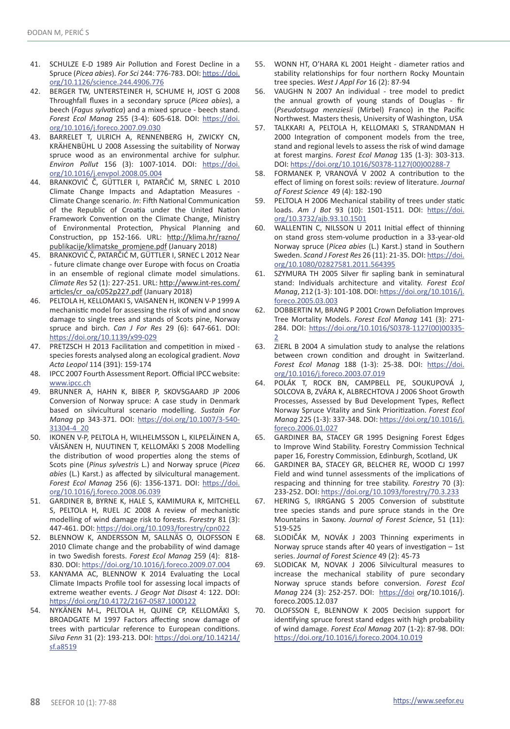41. SCHULZE E-D 1989 Air Pollution and Forest Decline in a Spruce (*Picea abies*). *For Sci* 244: 776-783. DOI: https://doi.org/10.1126/science.244.4906.776
42. BERGER TW, UNTERSTEINER H, SCHUME H, JOST G 2008 Throughfall fluxes in a secondary spruce (*Picea abies*), a beech (*Fagus sylvatica*) and a mixed spruce - beech stand. *Forest Ecol Manag* 255 (3-4): 605-618. DOI: https://doi.org/10.1016/j.foreco.2007.09.030
43. BARRELET T, ULRICH A, RENNENBERG H, ZWICKY CN, KRÄHENBÜHL U 2008 Assessing the suitability of Norway spruce wood as an environmental archive for sulphur. *Environ Pollut* 156 (3): 1007-1014. DOI: https://doi.org/10.1016/j.envpol.2008.05.004
44. BRANKOVIĆ Č, GÜTTLER I, PATARČIĆ M, SRNEC L 2010 Climate Change Impacts and Adaptation Measures - Climate Change scenario. *In*: Fifth National Communication of the Republic of Croatia under the United Nation Framework Convention on the Climate Change, Ministry of Environmental Protection, Physical Planning and Construction, pp 152-166. URL: http://klima.hr/razno/publikacije/klimatske_promjene.pdf (January 2018)
45. BRANKOVIĆ Č, PATARČIĆ M, GÜTTLER I, SRNEC L 2012 Near - future climate change over Europe with focus on Croatia in an ensemble of regional climate model simulations. *Climate Res* 52 (1): 227-251. URL: http://www.int-res.com/articles/cr_oa/c052p227.pdf (January 2018)
46. PELTOLA H, KELLOMAKI S, VAISANEN H, IKONEN V-P 1999 A mechanistic model for assessing the risk of wind and snow damage to single trees and stands of Scots pine, Norway spruce and birch. *Can J For Res* 29 (6): 647-661. DOI: https://doi.org/10.1139/x99-029
47. PRETZSCH H 2013 Facilitation and competition in mixed - species forests analysed along an ecological gradient. *Nova Acta Leopol* 114 (391): 159-174
48. IPCC 2007 Fourth Assessment Report. Official IPCC website: www.ipcc.ch
49. BRUNNER A, HAHN K, BIBER P, SKOVSGAARD JP 2006 Conversion of Norway spruce: A case study in Denmark based on silvicultural scenario modelling. *Sustain For Manag* pp 343-371. DOI: https://doi.org/10.1007/3-540-31304-4_20
50. IKONEN V-P, PELTOLA H, WILHELMSSON L, KILPELÄINEN A, VÄISÄNEN H, NUUTINEN T, KELLOMÄKI S 2008 Modelling the distribution of wood properties along the stems of Scots pine (*Pinus sylvestris* L.) and Norway spruce (*Picea abies* (L.) Karst.) as affected by silvicultural management. *Forest Ecol Manag* 256 (6): 1356-1371. DOI: https://doi.org/10.1016/j.foreco.2008.06.039
51. GARDINER B, BYRNE K, HALE S, KAMIMURA K, MITCHELL S, PELTOLA H, RUEL JC 2008 A review of mechanistic modelling of wind damage risk to forests. *Forestry* 81 (3): 447-461. DOI: https://doi.org/10.1093/forestry/cpn022
52. BLENNOW K, ANDERSSON M, SALLNÄS O, OLOFSSON E 2010 Climate change and the probability of wind damage in two Swedish forests. *Forest Ecol Manag* 259 (4): 818-830. DOI: https://doi.org/10.1016/j.foreco.2009.07.004
53. KANYAMA AC, BLENNOW K 2014 Evaluating the Local Climate Impacts Profile tool for assessing local impacts of extreme weather events. *J Geogr Nat Disast* 4: 122. DOI: https://doi.org/10.4172/2167-0587.1000122
54. NYKÄNEN M-L, PELTOLA H, QUINE CP, KELLOMÄKI S, BROADGATE M 1997 Factors affecting snow damage of trees with particular reference to European conditions. *Silva Fenn* 31 (2): 193-213. DOI: https://doi.org/10.14214/sf.a8519
55. WONN HT, O'HARA KL 2001 Height - diameter ratios and stability relationships for four northern Rocky Mountain tree species. *West J Appl For* 16 (2): 87-94
56. VAUGHN N 2007 An individual - tree model to predict the annual growth of young stands of Douglas - fir (*Pseudotsuga menziesii* (Mirbel) Franco) in the Pacific Northwest. Masters thesis, University of Washington, USA
57. TALKKARI A, PELTOLA H, KELLOMAKI S, STRANDMAN H 2000 Integration of component models from the tree, stand and regional levels to assess the risk of wind damage at forest margins. *Forest Ecol Manag* 135 (1-3): 303-313. DOI: https://doi.org/10.1016/S0378-1127(00)00288-7
58. FORMANEK P, VRANOVÁ V 2002 A contribution to the effect of liming on forest soils: review of literature. *Journal of Forest Science* 49 (4): 182-190
59. PELTOLA H 2006 Mechanical stability of trees under static loads. *Am J Bot* 93 (10): 1501-1511. DOI: https://doi.org/10.3732/ajb.93.10.1501
60. WALLENTIN C, NILSSON U 2011 Initial effect of thinning on stand gross stem-volume production in a 33-year-old Norway spruce (*Picea abies* (L.) Karst.) stand in Southern Sweden. *Scand J Forest Res* 26 (11): 21-35. DOI: https://doi.org/10.1080/02827581.2011.564395
61. SZYMURA TH 2005 Silver fir sapling bank in seminatural stand: Individuals architecture and vitality. *Forest Ecol Manag*, 212 (1-3): 101-108. DOI: https://doi.org/10.1016/j.foreco.2005.03.003
62. DOBBERTIN M, BRANG P 2001 Crown Defoliation Improves Tree Mortality Models. *Forest Ecol Manag* 141 (3): 271-284. DOI: https://doi.org/10.1016/S0378-1127(00)00335-2
63. ZIERL B 2004 A simulation study to analyse the relations between crown condition and drought in Switzerland. *Forest Ecol Manag* 188 (1-3): 25-38. DOI: https://doi.org/10.1016/j.foreco.2003.07.019
64. POLÁK T, ROCK BN, CAMPBELL PE, SOUKUPOVÁ J, SOLCOVA B, ZVÁRA K, ALBRECHTOVA J 2006 Shoot Growth Processes, Assessed by Bud Development Types, Reflect Norway Spruce Vitality and Sink Prioritization. *Forest Ecol Manag* 225 (1-3): 337-348. DOI: https://doi.org/10.1016/j.foreco.2006.01.027
65. GARDINER BA, STACEY GR 1995 Designing Forest Edges to Improve Wind Stability. Forestry Commission Technical paper 16, Forestry Commission, Edinburgh, Scotland, UK
66. GARDINER BA, STACEY GR, BELCHER RE, WOOD CJ 1997 Field and wind tunnel assessments of the implications of respacing and thinning for tree stability. *Forestry* 70 (3): 233-252. DOI: https://doi.org/10.1093/forestry/70.3.233
67. HERING S, IRRGANG S 2005 Conversion of substitute tree species stands and pure spruce stands in the Ore Mountains in Saxony. *Journal of Forest Science*, 51 (11): 519-525
68. SLODIČÁK M, NOVÁK J 2003 Thinning experiments in Norway spruce stands after 40 years of investigation – 1st series. *Journal of Forest Science* 49 (2): 45-73
69. SLODICAK M, NOVAK J 2006 Silvicultural measures to increase the mechanical stability of pure secondary Norway spruce stands before conversion. *Forest Ecol Manag* 224 (3): 252-257. DOI: https://doi org/10.1016/j.foreco.2005.12.037
70. OLOFSSON E, BLENNOW K 2005 Decision support for identifying spruce forest stand edges with high probability of wind damage. *Forest Ecol Manag* 207 (1-2): 87-98. DOI: https://doi.org/10.1016/j.foreco.2004.10.019